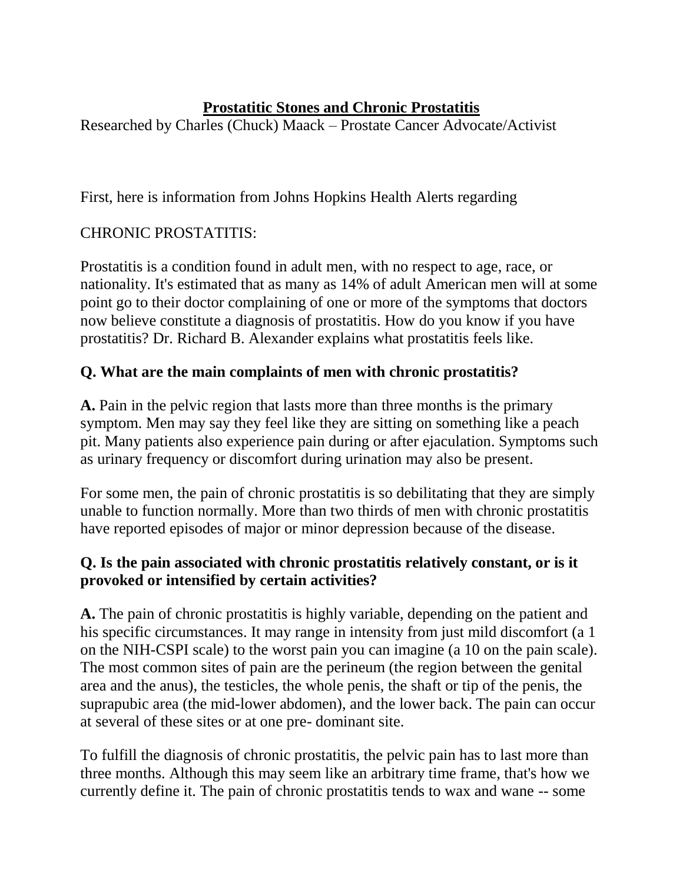# Prostatitic Stones and Chronic Prostatitis

Researched by Charles (Chuck) Maack – Prostate Cancer Advocate/Activist

First, here is information from Johns Hopkins Health Alerts regarding

CHRONIC PROSTATITIS:

Prostatitis is a condition found in adult men, with no respect to age, race, or nationality. It's estimated that as many as 14% of adult American men will at some point go to their doctor complaining of one or more of the symptoms that doctors now believe constitute a diagnosis of prostatitis. How do you know if you have prostatitis? Dr. Richard B. Alexander explains what prostatitis feels like.

**Q. What are the main complaints of men with chronic prostatitis?**

**A.** Pain in the pelvic region that lasts more than three months is the primary symptom. Men may say they feel like they are sitting on something like a peach pit. Many patients also experience pain during or after ejaculation. Symptoms such as urinary frequency or discomfort during urination may also be present.

For some men, the pain of chronic prostatitis is so debilitating that they are simply unable to function normally. More than two thirds of men with chronic prostatitis have reported episodes of major or minor depression because of the disease.

**Q. Is the pain associated with chronic prostatitis relatively constant, or is it provoked or intensified by certain activities?**

**A.** The pain of chronic prostatitis is highly variable, depending on the patient and his specific circumstances. It may range in intensity from just mild discomfort (a 1 on the NIH-CSPI scale) to the worst pain you can imagine (a 10 on the pain scale). The most common sites of pain are the perineum (the region between the genital area and the anus), the testicles, the whole penis, the shaft or tip of the penis, the suprapubic area (the mid-lower abdomen), and the lower back. The pain can occur at several of these sites or at one pre- dominant site.

To fulfill the diagnosis of chronic prostatitis, the pelvic pain has to last more than three months. Although this may seem like an arbitrary time frame, that's how we currently define it. The pain of chronic prostatitis tends to wax and wane -- some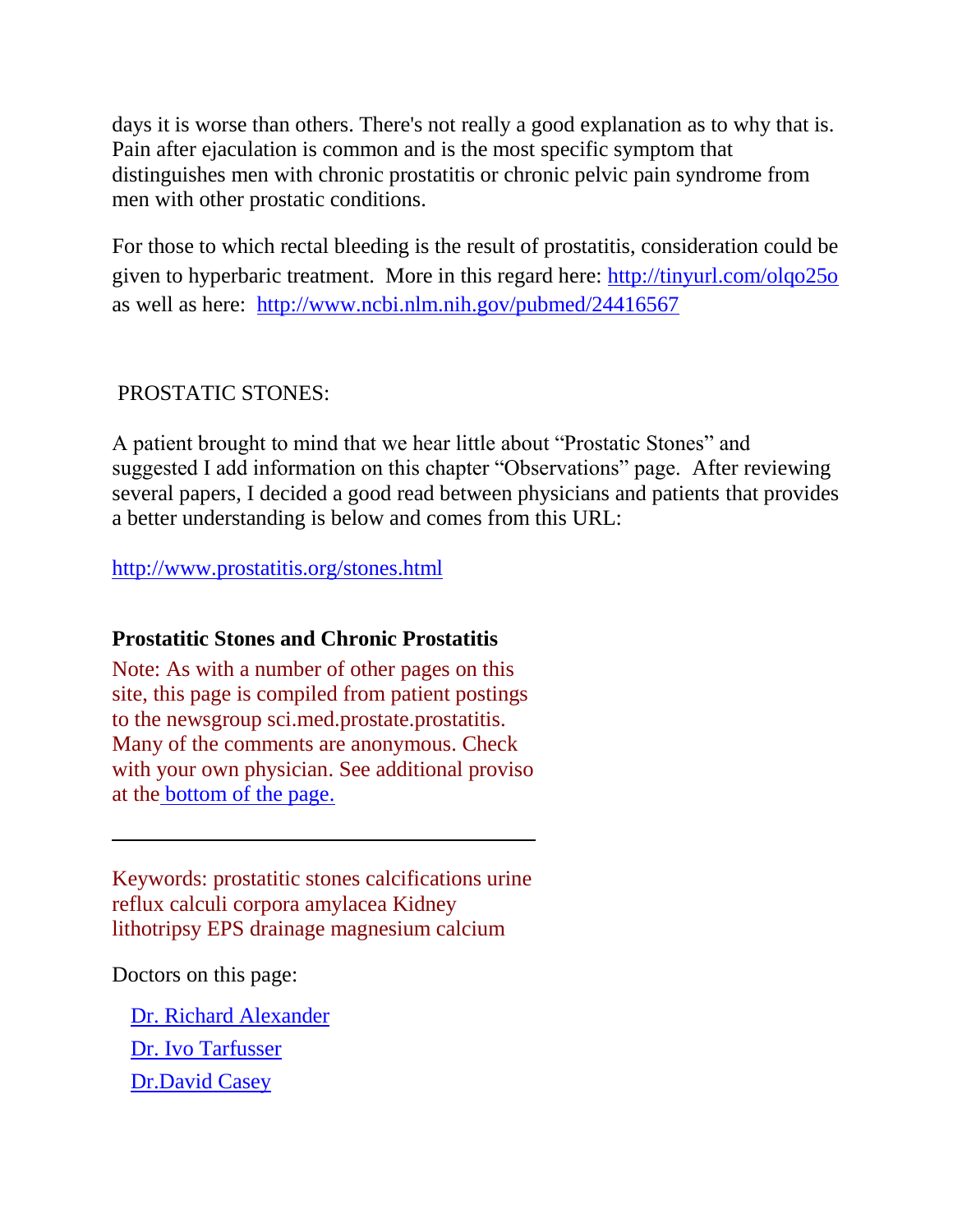days it is worse than others. There's not really a good explanation as to why that is. Pain after ejaculation is common and is the most specific symptom that distinguishes men with chronic prostatitis or chronic pelvic pain syndrome from men with other prostatic conditions.

For those to which rectal bleeding is the result of prostatitis, consideration could be given to hyperbaric treatment. More in this regard here: [http://tinyurl.com/olqo25o](http://tinyurl.com/olqo25o) as well as here: [http://www.ncbi.nlm.nih.gov/pubmed/24416567](http://www.ncbi.nlm.nih.gov/pubmed/24416567)

PROSTATIC STONES:

A patient brought to mind that we hear little about "Prostatic Stones" and suggested I add information on this chapter "Observations" page. After reviewing several papers, I decided a good read between physicians and patients that provides a better understanding is below and comes from this URL:

[http://www.prostatitis.org/stones.html](http://www.prostatitis.org/stones.html)

**Prostatitic Stones and Chronic Prostatitis**

Note: As with a number of other pages on this site, this page is compiled from patient postings to the newsgroup sci.med.prostate.prostatitis. Many of the comments are anonymous. Check with your own physician. See additional proviso at the [bottom of the page.](#)

---

Keywords: prostatitic stones calcifications urine reflux calculi corpora amylacea Kidney lithotripsy EPS drainage magnesium calcium

Doctors on this page:

- [Dr. Richard Alexander](#)
- [Dr. Ivo Tarfusser](#)
- [Dr.David Casey](#)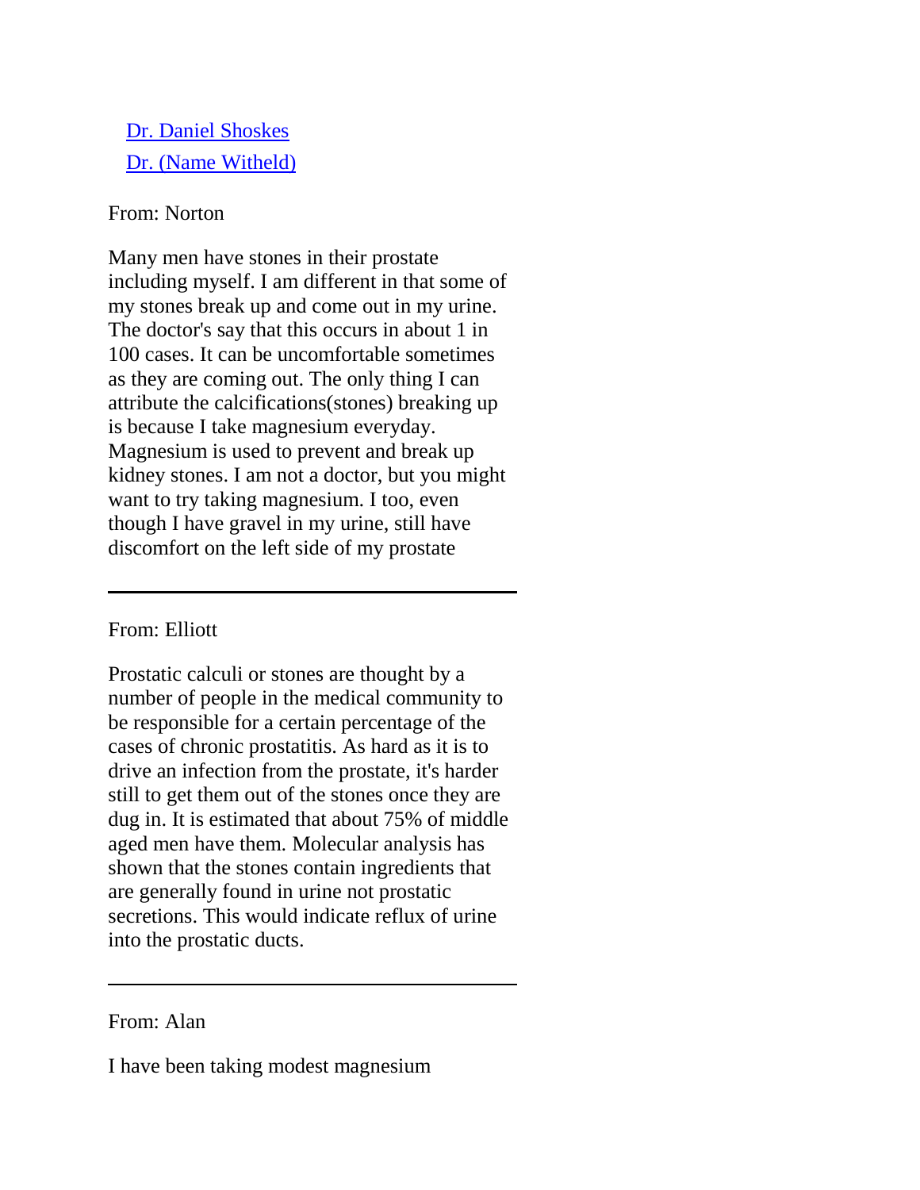[Dr. Daniel Shoskes](#)
[Dr. (Name Witheld)](#)

From: Norton

Many men have stones in their prostate including myself. I am different in that some of my stones break up and come out in my urine. The doctor's say that this occurs in about 1 in 100 cases. It can be uncomfortable sometimes as they are coming out. The only thing I can attribute the calcifications(stones) breaking up is because I take magnesium everyday. Magnesium is used to prevent and break up kidney stones. I am not a doctor, but you might want to try taking magnesium. I too, even though I have gravel in my urine, still have discomfort on the left side of my prostate

---

From: Elliott

Prostatic calculi or stones are thought by a number of people in the medical community to be responsible for a certain percentage of the cases of chronic prostatitis. As hard as it is to drive an infection from the prostate, it's harder still to get them out of the stones once they are dug in. It is estimated that about 75% of middle aged men have them. Molecular analysis has shown that the stones contain ingredients that are generally found in urine not prostatic secretions. This would indicate reflux of urine into the prostatic ducts.

---

From: Alan

I have been taking modest magnesium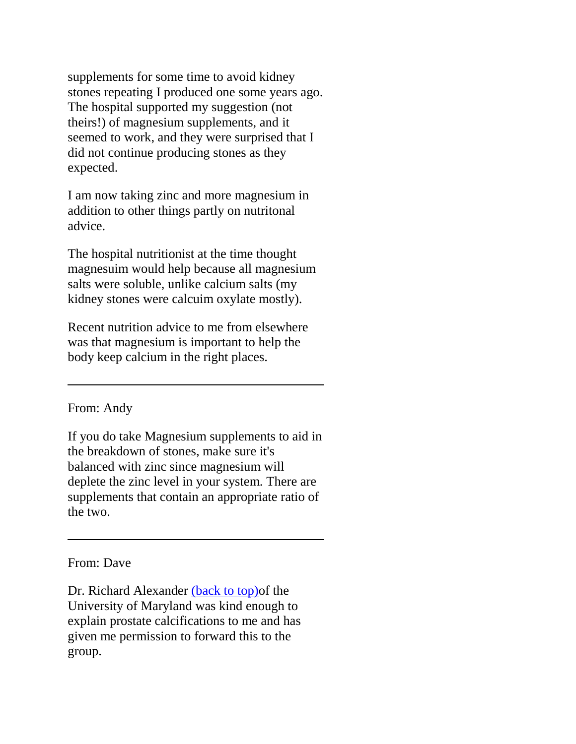supplements for some time to avoid kidney stones repeating I produced one some years ago. The hospital supported my suggestion (not theirs!) of magnesium supplements, and it seemed to work, and they were surprised that I did not continue producing stones as they expected.

I am now taking zinc and more magnesium in addition to other things partly on nutritonal advice.

The hospital nutritionist at the time thought magnesuim would help because all magnesium salts were soluble, unlike calcium salts (my kidney stones were calcuim oxylate mostly).

Recent nutrition advice to me from elsewhere was that magnesium is important to help the body keep calcium in the right places.

---

From: Andy

If you do take Magnesium supplements to aid in the breakdown of stones, make sure it's balanced with zinc since magnesium will deplete the zinc level in your system. There are supplements that contain an appropriate ratio of the two.

---

From: Dave

Dr. Richard Alexander (back to top)of the University of Maryland was kind enough to explain prostate calcifications to me and has given me permission to forward this to the group.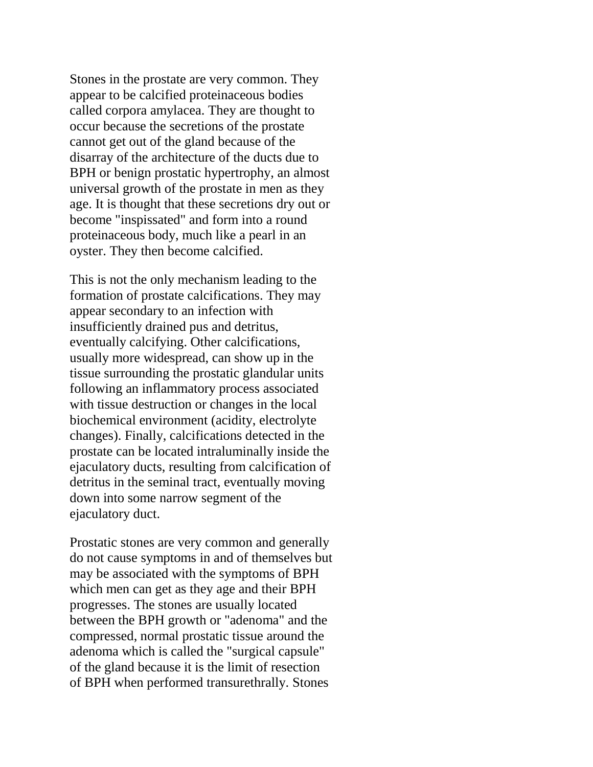Stones in the prostate are very common. They appear to be calcified proteinaceous bodies called corpora amylacea. They are thought to occur because the secretions of the prostate cannot get out of the gland because of the disarray of the architecture of the ducts due to BPH or benign prostatic hypertrophy, an almost universal growth of the prostate in men as they age. It is thought that these secretions dry out or become "inspissated" and form into a round proteinaceous body, much like a pearl in an oyster. They then become calcified.

This is not the only mechanism leading to the formation of prostate calcifications. They may appear secondary to an infection with insufficiently drained pus and detritus, eventually calcifying. Other calcifications, usually more widespread, can show up in the tissue surrounding the prostatic glandular units following an inflammatory process associated with tissue destruction or changes in the local biochemical environment (acidity, electrolyte changes). Finally, calcifications detected in the prostate can be located intraluminally inside the ejaculatory ducts, resulting from calcification of detritus in the seminal tract, eventually moving down into some narrow segment of the ejaculatory duct.

Prostatic stones are very common and generally do not cause symptoms in and of themselves but may be associated with the symptoms of BPH which men can get as they age and their BPH progresses. The stones are usually located between the BPH growth or "adenoma" and the compressed, normal prostatic tissue around the adenoma which is called the "surgical capsule" of the gland because it is the limit of resection of BPH when performed transurethrally. Stones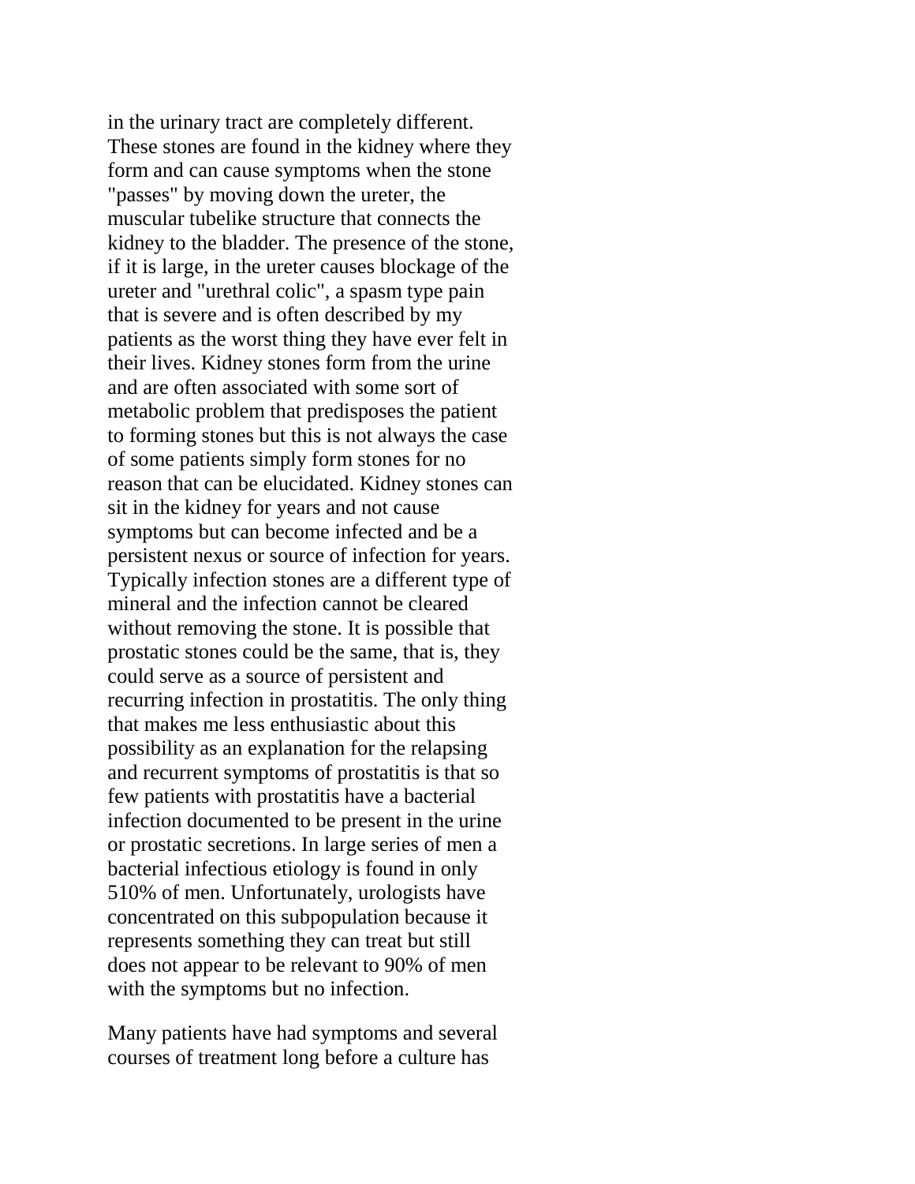in the urinary tract are completely different. These stones are found in the kidney where they form and can cause symptoms when the stone "passes" by moving down the ureter, the muscular tubelike structure that connects the kidney to the bladder. The presence of the stone, if it is large, in the ureter causes blockage of the ureter and "urethral colic", a spasm type pain that is severe and is often described by my patients as the worst thing they have ever felt in their lives. Kidney stones form from the urine and are often associated with some sort of metabolic problem that predisposes the patient to forming stones but this is not always the case of some patients simply form stones for no reason that can be elucidated. Kidney stones can sit in the kidney for years and not cause symptoms but can become infected and be a persistent nexus or source of infection for years. Typically infection stones are a different type of mineral and the infection cannot be cleared without removing the stone. It is possible that prostatic stones could be the same, that is, they could serve as a source of persistent and recurring infection in prostatitis. The only thing that makes me less enthusiastic about this possibility as an explanation for the relapsing and recurrent symptoms of prostatitis is that so few patients with prostatitis have a bacterial infection documented to be present in the urine or prostatic secretions. In large series of men a bacterial infectious etiology is found in only 510% of men. Unfortunately, urologists have concentrated on this subpopulation because it represents something they can treat but still does not appear to be relevant to 90% of men with the symptoms but no infection.

Many patients have had symptoms and several courses of treatment long before a culture has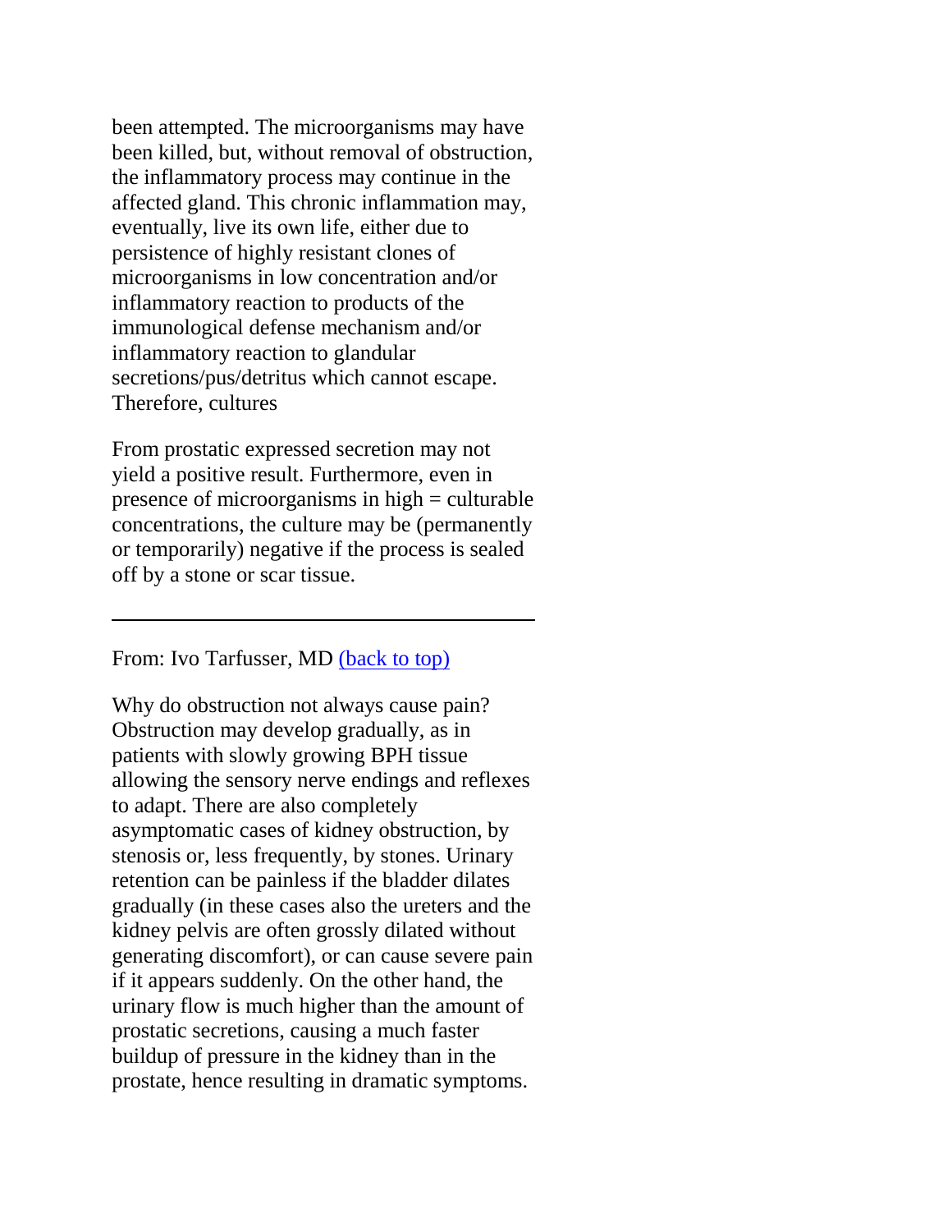been attempted. The microorganisms may have been killed, but, without removal of obstruction, the inflammatory process may continue in the affected gland. This chronic inflammation may, eventually, live its own life, either due to persistence of highly resistant clones of microorganisms in low concentration and/or inflammatory reaction to products of the immunological defense mechanism and/or inflammatory reaction to glandular secretions/pus/detritus which cannot escape. Therefore, cultures

From prostatic expressed secretion may not yield a positive result. Furthermore, even in presence of microorganisms in high = culturable concentrations, the culture may be (permanently or temporarily) negative if the process is sealed off by a stone or scar tissue.

---

From: Ivo Tarfusser, MD [(back to top)]()

Why do obstruction not always cause pain? Obstruction may develop gradually, as in patients with slowly growing BPH tissue allowing the sensory nerve endings and reflexes to adapt. There are also completely asymptomatic cases of kidney obstruction, by stenosis or, less frequently, by stones. Urinary retention can be painless if the bladder dilates gradually (in these cases also the ureters and the kidney pelvis are often grossly dilated without generating discomfort), or can cause severe pain if it appears suddenly. On the other hand, the urinary flow is much higher than the amount of prostatic secretions, causing a much faster buildup of pressure in the kidney than in the prostate, hence resulting in dramatic symptoms.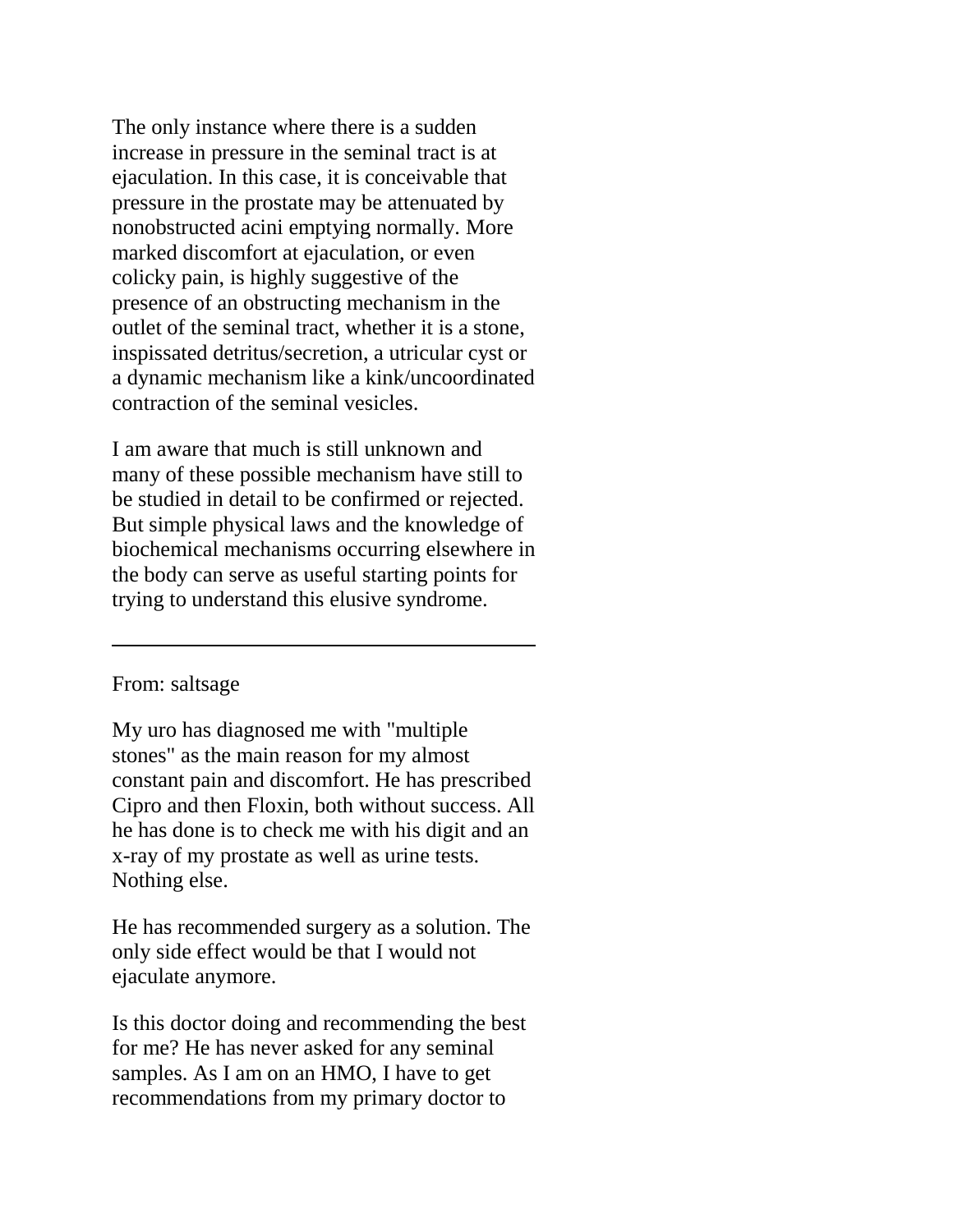The only instance where there is a sudden increase in pressure in the seminal tract is at ejaculation. In this case, it is conceivable that pressure in the prostate may be attenuated by nonobstructed acini emptying normally. More marked discomfort at ejaculation, or even colicky pain, is highly suggestive of the presence of an obstructing mechanism in the outlet of the seminal tract, whether it is a stone, inspissated detritus/secretion, a utricular cyst or a dynamic mechanism like a kink/uncoordinated contraction of the seminal vesicles.

I am aware that much is still unknown and many of these possible mechanism have still to be studied in detail to be confirmed or rejected. But simple physical laws and the knowledge of biochemical mechanisms occurring elsewhere in the body can serve as useful starting points for trying to understand this elusive syndrome.

---

From: saltsage

My uro has diagnosed me with "multiple stones" as the main reason for my almost constant pain and discomfort. He has prescribed Cipro and then Floxin, both without success. All he has done is to check me with his digit and an x-ray of my prostate as well as urine tests. Nothing else.

He has recommended surgery as a solution. The only side effect would be that I would not ejaculate anymore.

Is this doctor doing and recommending the best for me? He has never asked for any seminal samples. As I am on an HMO, I have to get recommendations from my primary doctor to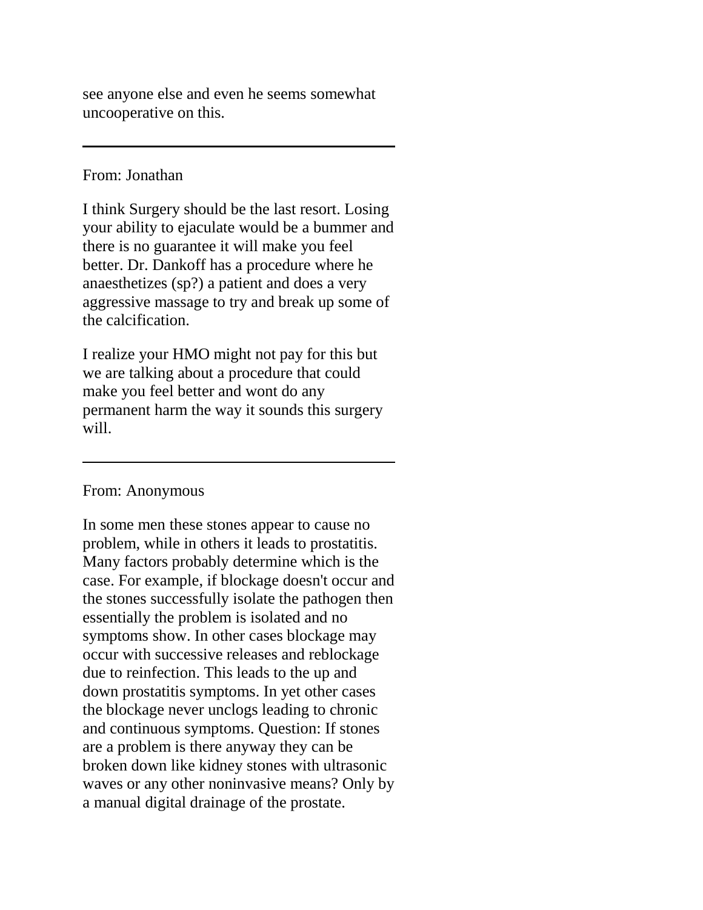see anyone else and even he seems somewhat uncooperative on this.

---

From: Jonathan

I think Surgery should be the last resort. Losing your ability to ejaculate would be a bummer and there is no guarantee it will make you feel better. Dr. Dankoff has a procedure where he anaesthetizes (sp?) a patient and does a very aggressive massage to try and break up some of the calcification.

I realize your HMO might not pay for this but we are talking about a procedure that could make you feel better and wont do any permanent harm the way it sounds this surgery will.

---

From: Anonymous

In some men these stones appear to cause no problem, while in others it leads to prostatitis. Many factors probably determine which is the case. For example, if blockage doesn't occur and the stones successfully isolate the pathogen then essentially the problem is isolated and no symptoms show. In other cases blockage may occur with successive releases and reblockage due to reinfection. This leads to the up and down prostatitis symptoms. In yet other cases the blockage never unclogs leading to chronic and continuous symptoms. Question: If stones are a problem is there anyway they can be broken down like kidney stones with ultrasonic waves or any other noninvasive means? Only by a manual digital drainage of the prostate.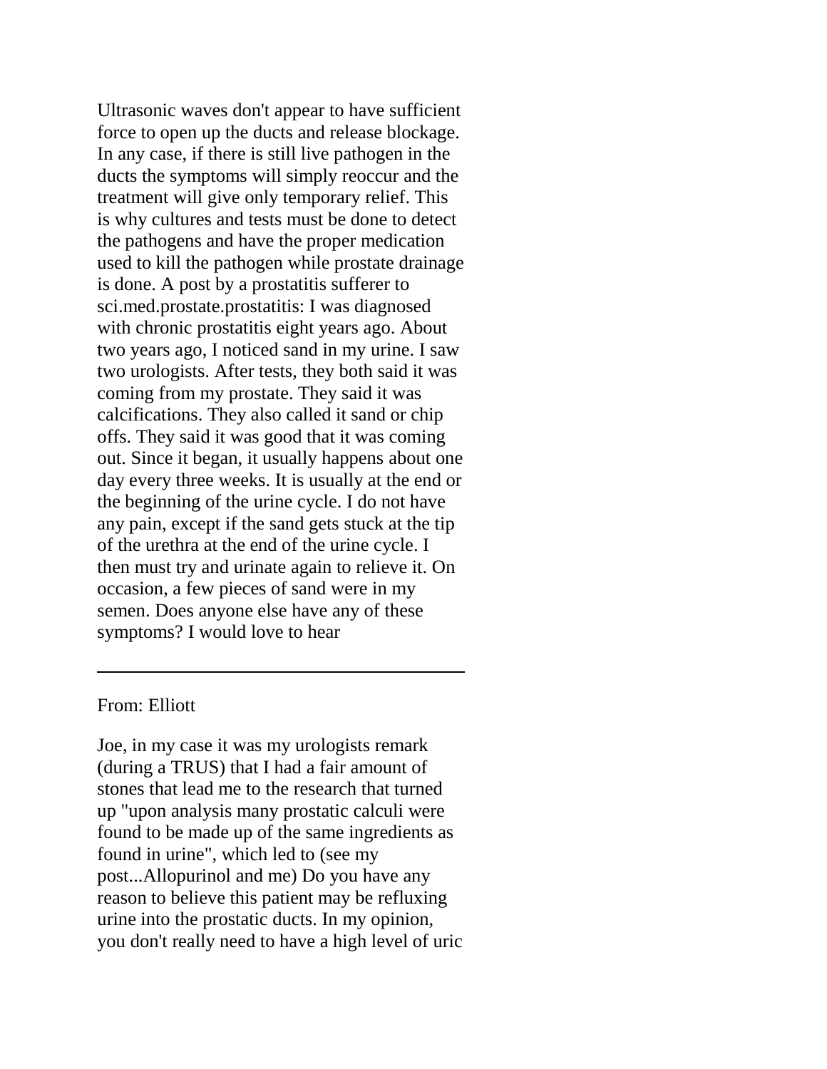Ultrasonic waves don't appear to have sufficient force to open up the ducts and release blockage. In any case, if there is still live pathogen in the ducts the symptoms will simply reoccur and the treatment will give only temporary relief. This is why cultures and tests must be done to detect the pathogens and have the proper medication used to kill the pathogen while prostate drainage is done. A post by a prostatitis sufferer to sci.med.prostate.prostatitis: I was diagnosed with chronic prostatitis eight years ago. About two years ago, I noticed sand in my urine. I saw two urologists. After tests, they both said it was coming from my prostate. They said it was calcifications. They also called it sand or chip offs. They said it was good that it was coming out. Since it began, it usually happens about one day every three weeks. It is usually at the end or the beginning of the urine cycle. I do not have any pain, except if the sand gets stuck at the tip of the urethra at the end of the urine cycle. I then must try and urinate again to relieve it. On occasion, a few pieces of sand were in my semen. Does anyone else have any of these symptoms? I would love to hear

---

From: Elliott

Joe, in my case it was my urologists remark (during a TRUS) that I had a fair amount of stones that lead me to the research that turned up "upon analysis many prostatic calculi were found to be made up of the same ingredients as found in urine", which led to (see my post...Allopurinol and me) Do you have any reason to believe this patient may be refluxing urine into the prostatic ducts. In my opinion, you don't really need to have a high level of uric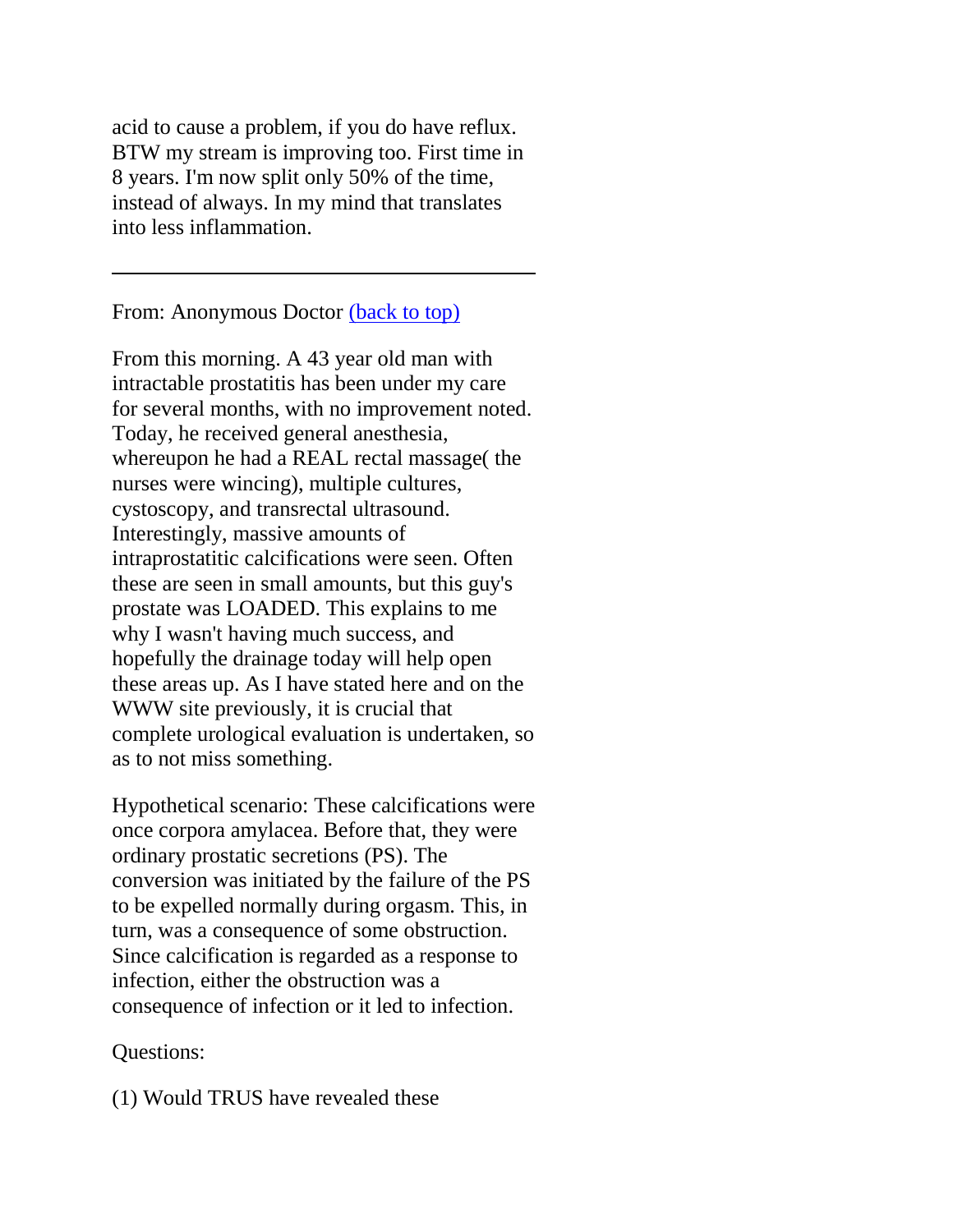acid to cause a problem, if you do have reflux. BTW my stream is improving too. First time in 8 years. I'm now split only 50% of the time, instead of always. In my mind that translates into less inflammation.

---

From: Anonymous Doctor [(back to top)]

From this morning. A 43 year old man with intractable prostatitis has been under my care for several months, with no improvement noted. Today, he received general anesthesia, whereupon he had a REAL rectal massage( the nurses were wincing), multiple cultures, cystoscopy, and transrectal ultrasound. Interestingly, massive amounts of intraprostatitic calcifications were seen. Often these are seen in small amounts, but this guy's prostate was LOADED. This explains to me why I wasn't having much success, and hopefully the drainage today will help open these areas up. As I have stated here and on the WWW site previously, it is crucial that complete urological evaluation is undertaken, so as to not miss something.

Hypothetical scenario: These calcifications were once corpora amylacea. Before that, they were ordinary prostatic secretions (PS). The conversion was initiated by the failure of the PS to be expelled normally during orgasm. This, in turn, was a consequence of some obstruction. Since calcification is regarded as a response to infection, either the obstruction was a consequence of infection or it led to infection.

Questions:

(1) Would TRUS have revealed these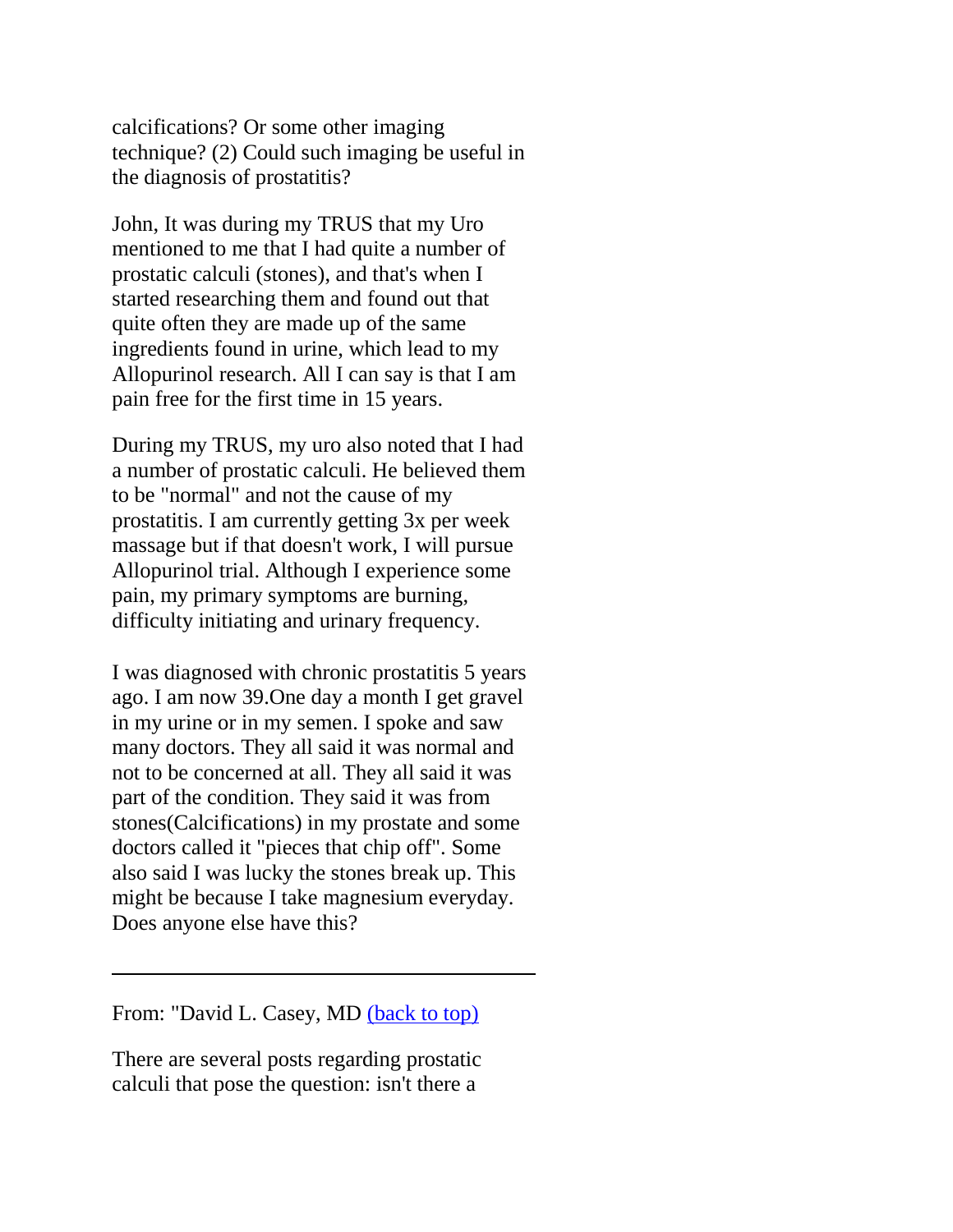calcifications? Or some other imaging technique? (2) Could such imaging be useful in the diagnosis of prostatitis?

John, It was during my TRUS that my Uro mentioned to me that I had quite a number of prostatic calculi (stones), and that's when I started researching them and found out that quite often they are made up of the same ingredients found in urine, which lead to my Allopurinol research. All I can say is that I am pain free for the first time in 15 years.

During my TRUS, my uro also noted that I had a number of prostatic calculi. He believed them to be "normal" and not the cause of my prostatitis. I am currently getting 3x per week massage but if that doesn't work, I will pursue Allopurinol trial. Although I experience some pain, my primary symptoms are burning, difficulty initiating and urinary frequency.

I was diagnosed with chronic prostatitis 5 years ago. I am now 39.One day a month I get gravel in my urine or in my semen. I spoke and saw many doctors. They all said it was normal and not to be concerned at all. They all said it was part of the condition. They said it was from stones(Calcifications) in my prostate and some doctors called it "pieces that chip off". Some also said I was lucky the stones break up. This might be because I take magnesium everyday. Does anyone else have this?

---

From: "David L. Casey, MD (back to top)

There are several posts regarding prostatic calculi that pose the question: isn't there a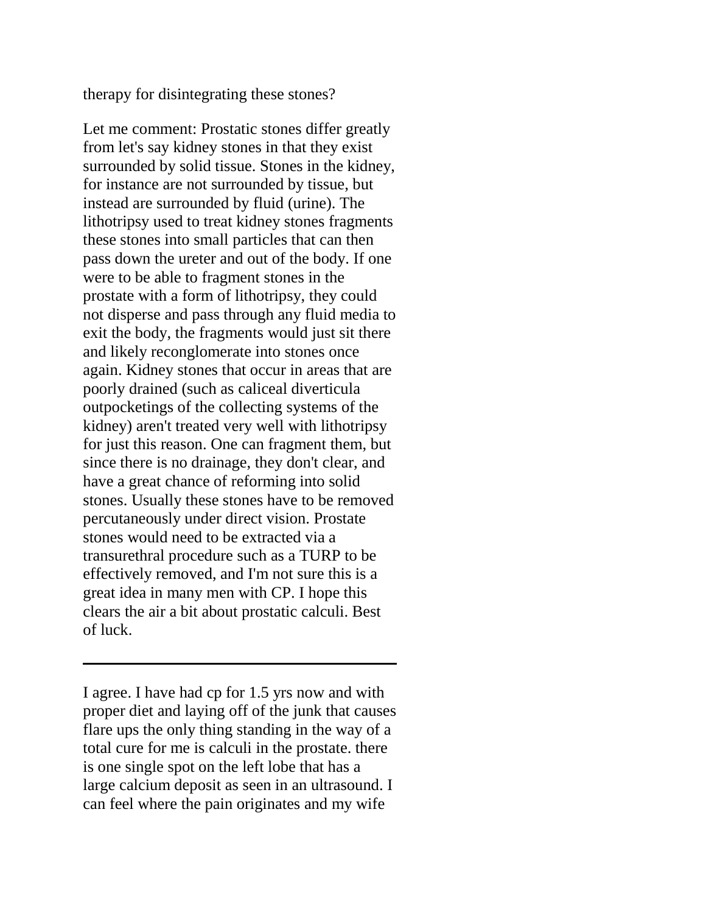therapy for disintegrating these stones?

Let me comment: Prostatic stones differ greatly from let's say kidney stones in that they exist surrounded by solid tissue. Stones in the kidney, for instance are not surrounded by tissue, but instead are surrounded by fluid (urine). The lithotripsy used to treat kidney stones fragments these stones into small particles that can then pass down the ureter and out of the body. If one were to be able to fragment stones in the prostate with a form of lithotripsy, they could not disperse and pass through any fluid media to exit the body, the fragments would just sit there and likely reconglomerate into stones once again. Kidney stones that occur in areas that are poorly drained (such as caliceal diverticula outpocketings of the collecting systems of the kidney) aren't treated very well with lithotripsy for just this reason. One can fragment them, but since there is no drainage, they don't clear, and have a great chance of reforming into solid stones. Usually these stones have to be removed percutaneously under direct vision. Prostate stones would need to be extracted via a transurethral procedure such as a TURP to be effectively removed, and I'm not sure this is a great idea in many men with CP. I hope this clears the air a bit about prostatic calculi. Best of luck.

---

I agree. I have had cp for 1.5 yrs now and with proper diet and laying off of the junk that causes flare ups the only thing standing in the way of a total cure for me is calculi in the prostate. there is one single spot on the left lobe that has a large calcium deposit as seen in an ultrasound. I can feel where the pain originates and my wife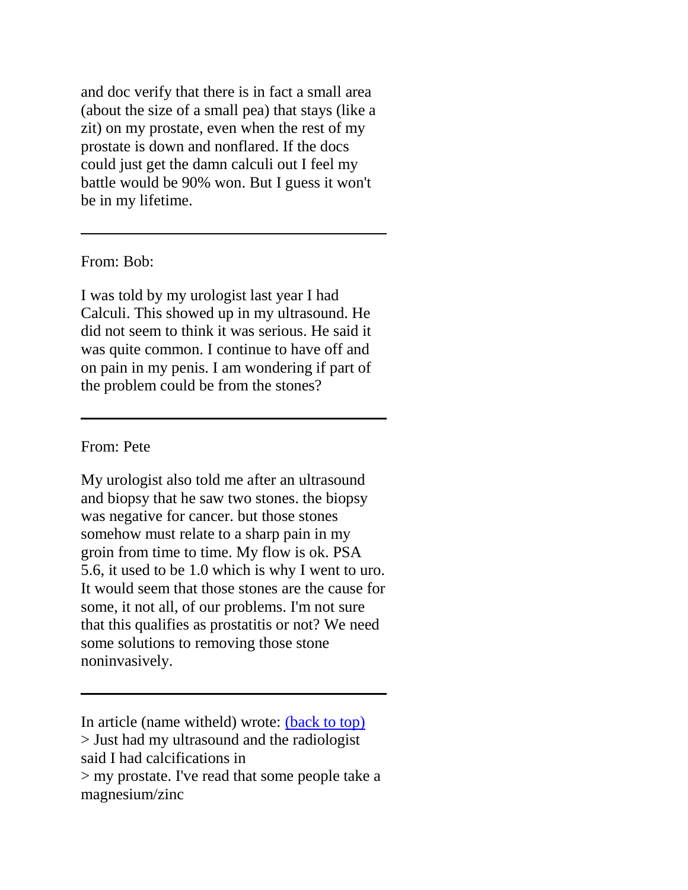and doc verify that there is in fact a small area (about the size of a small pea) that stays (like a zit) on my prostate, even when the rest of my prostate is down and nonflared. If the docs could just get the damn calculi out I feel my battle would be 90% won. But I guess it won't be in my lifetime.

---

From: Bob:

I was told by my urologist last year I had Calculi. This showed up in my ultrasound. He did not seem to think it was serious. He said it was quite common. I continue to have off and on pain in my penis. I am wondering if part of the problem could be from the stones?

---

From: Pete

My urologist also told me after an ultrasound and biopsy that he saw two stones. the biopsy was negative for cancer. but those stones somehow must relate to a sharp pain in my groin from time to time. My flow is ok. PSA 5.6, it used to be 1.0 which is why I went to uro. It would seem that those stones are the cause for some, it not all, of our problems. I'm not sure that this qualifies as prostatitis or not? We need some solutions to removing those stone noninvasively.

---

In article (name witheld) wrote: [(back to top)]()
> Just had my ultrasound and the radiologist said I had calcifications in
> my prostate. I've read that some people take a magnesium/zinc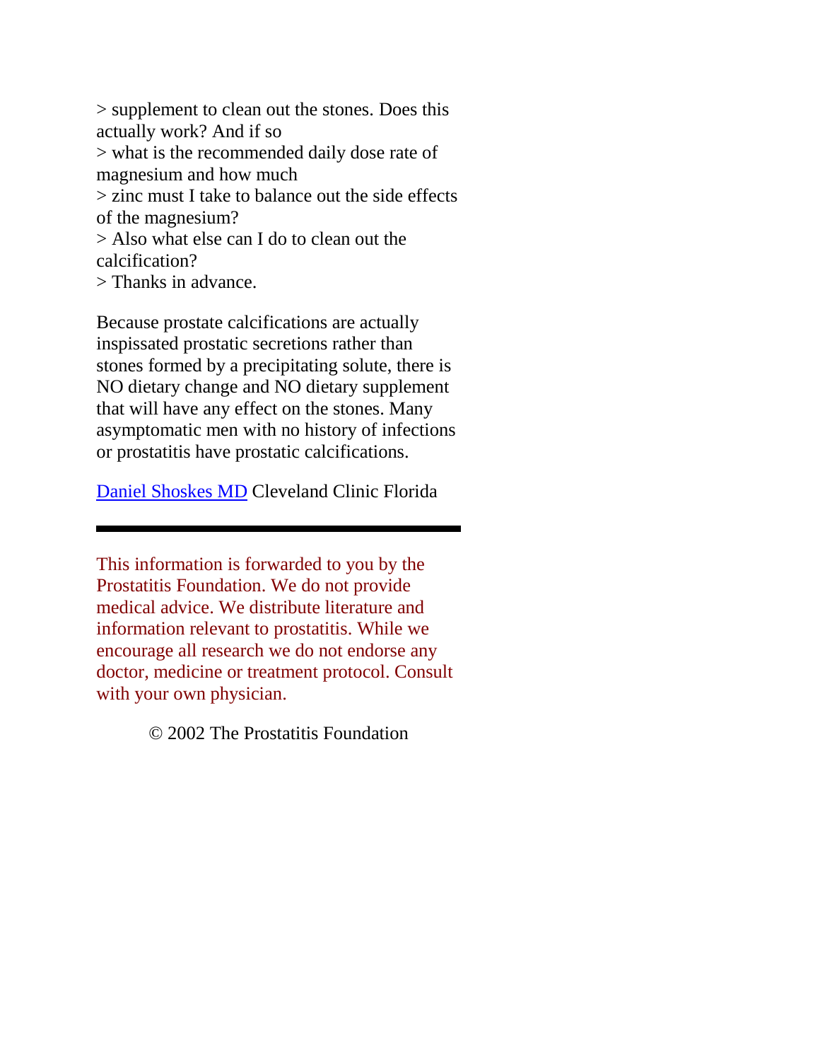> supplement to clean out the stones. Does this actually work? And if so
> what is the recommended daily dose rate of magnesium and how much
> zinc must I take to balance out the side effects of the magnesium?
> Also what else can I do to clean out the calcification?
> Thanks in advance.

Because prostate calcifications are actually inspissated prostatic secretions rather than stones formed by a precipitating solute, there is NO dietary change and NO dietary supplement that will have any effect on the stones. Many asymptomatic men with no history of infections or prostatitis have prostatic calcifications.

Daniel Shoskes MD Cleveland Clinic Florida

---

This information is forwarded to you by the Prostatitis Foundation. We do not provide medical advice. We distribute literature and information relevant to prostatitis. While we encourage all research we do not endorse any doctor, medicine or treatment protocol. Consult with your own physician.

© 2002 The Prostatitis Foundation